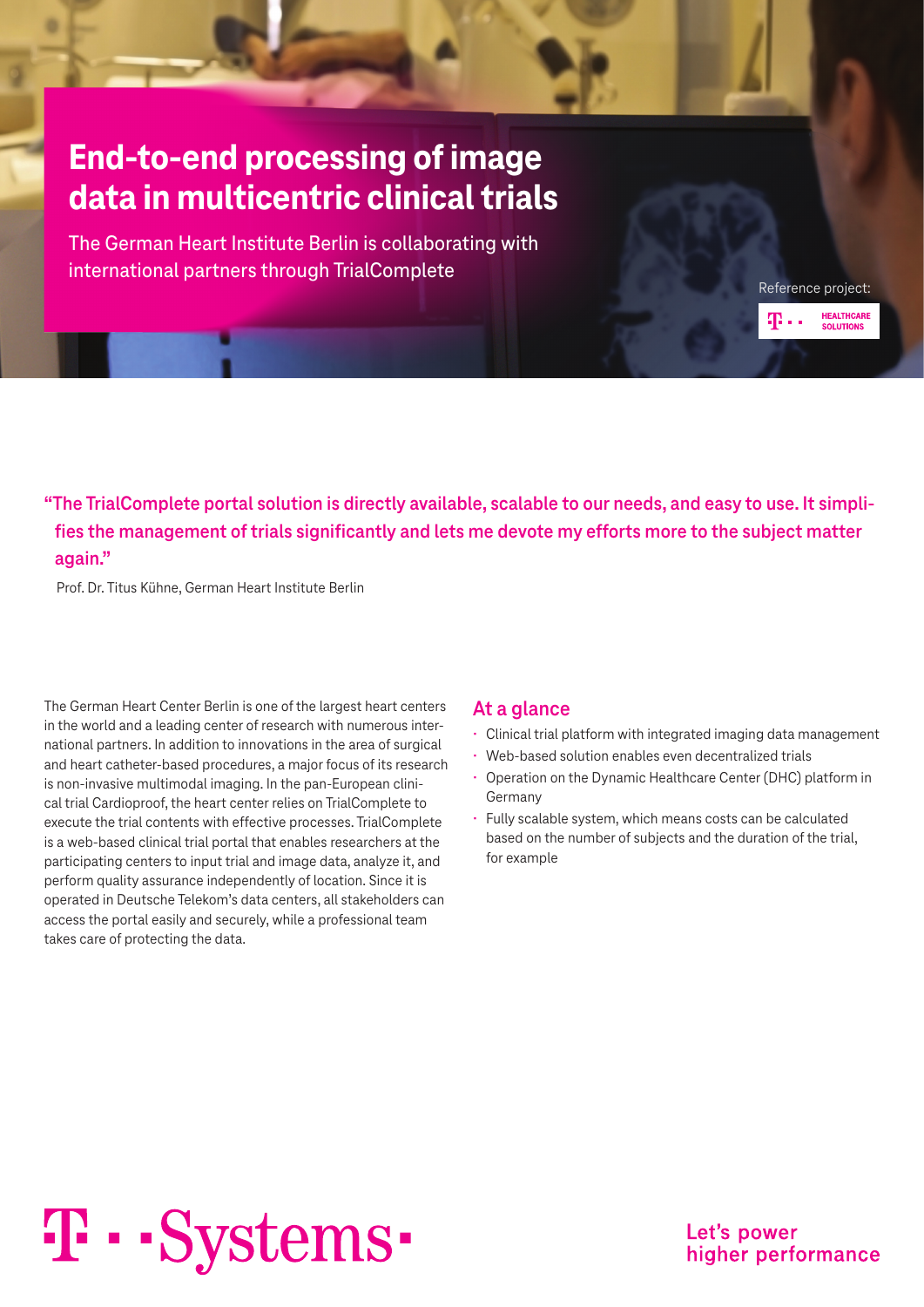# End-to-end processing of image data in multicentric clinical trials

The German Heart Institute Berlin is collaborating with international partners through TrialComplete

Reference project:

HEALTHCARE SOLUTIONS

**"The TrialComplete portal solution is directly available, scalable to our needs, and easy to use. It simplifies the management of trials significantly and lets me devote my efforts more to the subject matter again."**

Prof. Dr. Titus Kühne, German Heart Institute Berlin

The German Heart Center Berlin is one of the largest heart centers in the world and a leading center of research with numerous international partners. In addition to innovations in the area of surgical and heart catheter-based procedures, a major focus of its research is non-invasive multimodal imaging. In the pan-European clinical trial Cardioproof, the heart center relies on TrialComplete to execute the trial contents with effective processes. TrialComplete is a web-based clinical trial portal that enables researchers at the participating centers to input trial and image data, analyze it, and perform quality assurance independently of location. Since it is operated in Deutsche Telekom's data centers, all stakeholders can access the portal easily and securely, while a professional team takes care of protecting the data.

## At a glance

- Clinical trial platform with integrated imaging data management
- Web-based solution enables even decentralized trials
- Operation on the Dynamic Healthcare Center (DHC) platform in Germany
- Fully scalable system, which means costs can be calculated based on the number of subjects and the duration of the trial, for example

T · · Systems ·

Let's power higher performance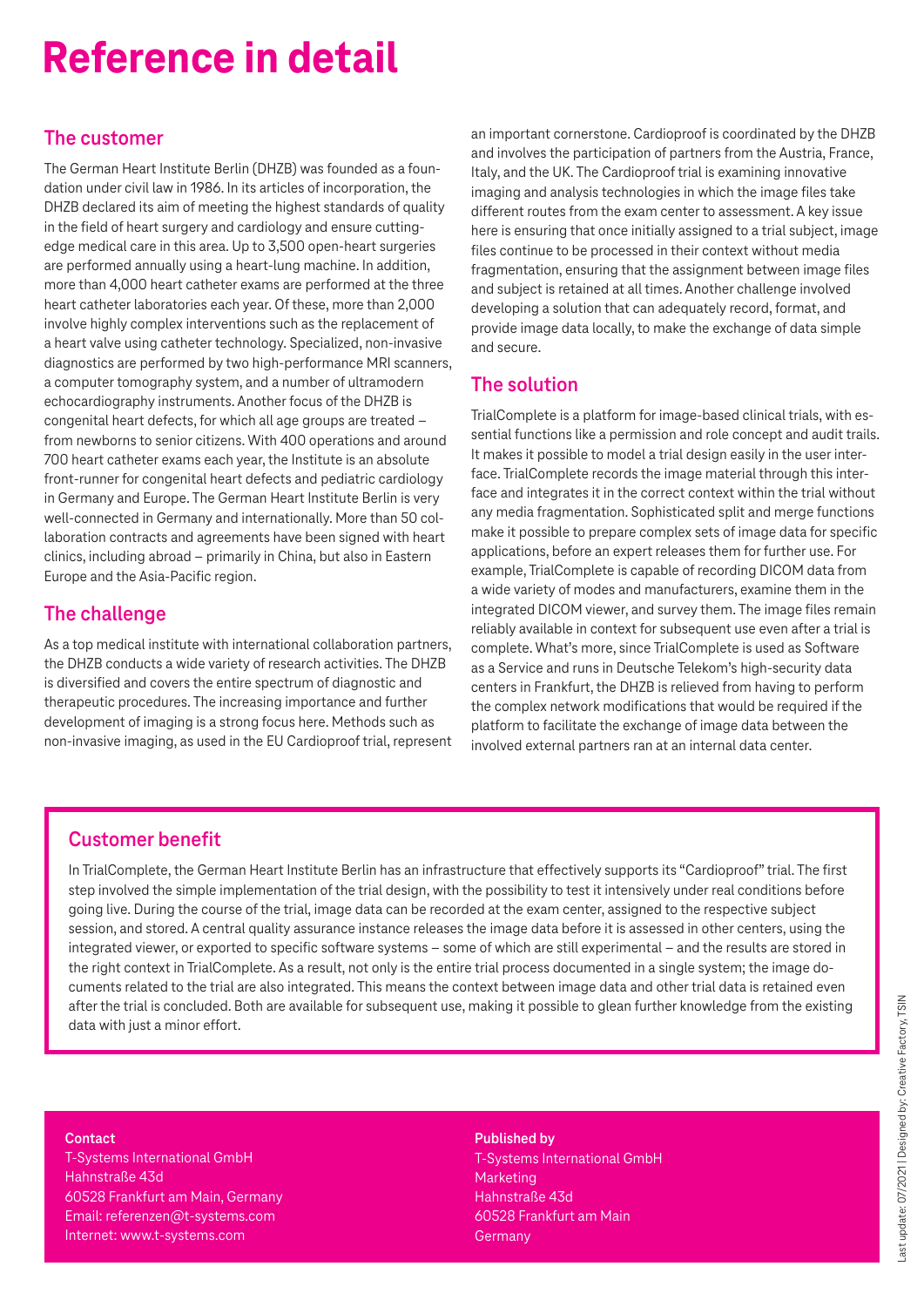# Reference in detail

## The customer

The German Heart Institute Berlin (DHZB) was founded as a foundation under civil law in 1986. In its articles of incorporation, the DHZB declared its aim of meeting the highest standards of quality in the field of heart surgery and cardiology and ensure cutting-edge medical care in this area. Up to 3,500 open-heart surgeries are performed annually using a heart-lung machine. In addition, more than 4,000 heart catheter exams are performed at the three heart catheter laboratories each year. Of these, more than 2,000 involve highly complex interventions such as the replacement of a heart valve using catheter technology. Specialized, non-invasive diagnostics are performed by two high-performance MRI scanners, a computer tomography system, and a number of ultramodern echocardiography instruments. Another focus of the DHZB is congenital heart defects, for which all age groups are treated – from newborns to senior citizens. With 400 operations and around 700 heart catheter exams each year, the Institute is an absolute front-runner for congenital heart defects and pediatric cardiology in Germany and Europe. The German Heart Institute Berlin is very well-connected in Germany and internationally. More than 50 collaboration contracts and agreements have been signed with heart clinics, including abroad – primarily in China, but also in Eastern Europe and the Asia-Pacific region.

## The challenge

As a top medical institute with international collaboration partners, the DHZB conducts a wide variety of research activities. The DHZB is diversified and covers the entire spectrum of diagnostic and therapeutic procedures. The increasing importance and further development of imaging is a strong focus here. Methods such as non-invasive imaging, as used in the EU Cardioproof trial, represent an important cornerstone. Cardioproof is coordinated by the DHZB and involves the participation of partners from the Austria, France, Italy, and the UK. The Cardioproof trial is examining innovative imaging and analysis technologies in which the image files take different routes from the exam center to assessment. A key issue here is ensuring that once initially assigned to a trial subject, image files continue to be processed in their context without media fragmentation, ensuring that the assignment between image files and subject is retained at all times. Another challenge involved developing a solution that can adequately record, format, and provide image data locally, to make the exchange of data simple and secure.

## The solution

TrialComplete is a platform for image-based clinical trials, with essential functions like a permission and role concept and audit trails. It makes it possible to model a trial design easily in the user interface. TrialComplete records the image material through this interface and integrates it in the correct context within the trial without any media fragmentation. Sophisticated split and merge functions make it possible to prepare complex sets of image data for specific applications, before an expert releases them for further use. For example, TrialComplete is capable of recording DICOM data from a wide variety of modes and manufacturers, examine them in the integrated DICOM viewer, and survey them. The image files remain reliably available in context for subsequent use even after a trial is complete. What's more, since TrialComplete is used as Software as a Service and runs in Deutsche Telekom's high-security data centers in Frankfurt, the DHZB is relieved from having to perform the complex network modifications that would be required if the platform to facilitate the exchange of image data between the involved external partners ran at an internal data center.

## Customer benefit

In TrialComplete, the German Heart Institute Berlin has an infrastructure that effectively supports its "Cardioproof" trial. The first step involved the simple implementation of the trial design, with the possibility to test it intensively under real conditions before going live. During the course of the trial, image data can be recorded at the exam center, assigned to the respective subject session, and stored. A central quality assurance instance releases the image data before it is assessed in other centers, using the integrated viewer, or exported to specific software systems – some of which are still experimental – and the results are stored in the right context in TrialComplete. As a result, not only is the entire trial process documented in a single system; the image documents related to the trial are also integrated. This means the context between image data and other trial data is retained even after the trial is concluded. Both are available for subsequent use, making it possible to glean further knowledge from the existing data with just a minor effort.

**Contact**
T-Systems International GmbH
Hahnstraße 43d
60528 Frankfurt am Main, Germany
Email: referenzen@t-systems.com
Internet: www.t-systems.com

**Published by**
T-Systems International GmbH
Marketing
Hahnstraße 43d
60528 Frankfurt am Main
Germany

Last update: 07/2021 | Designed by: Creative Factory, TSIN